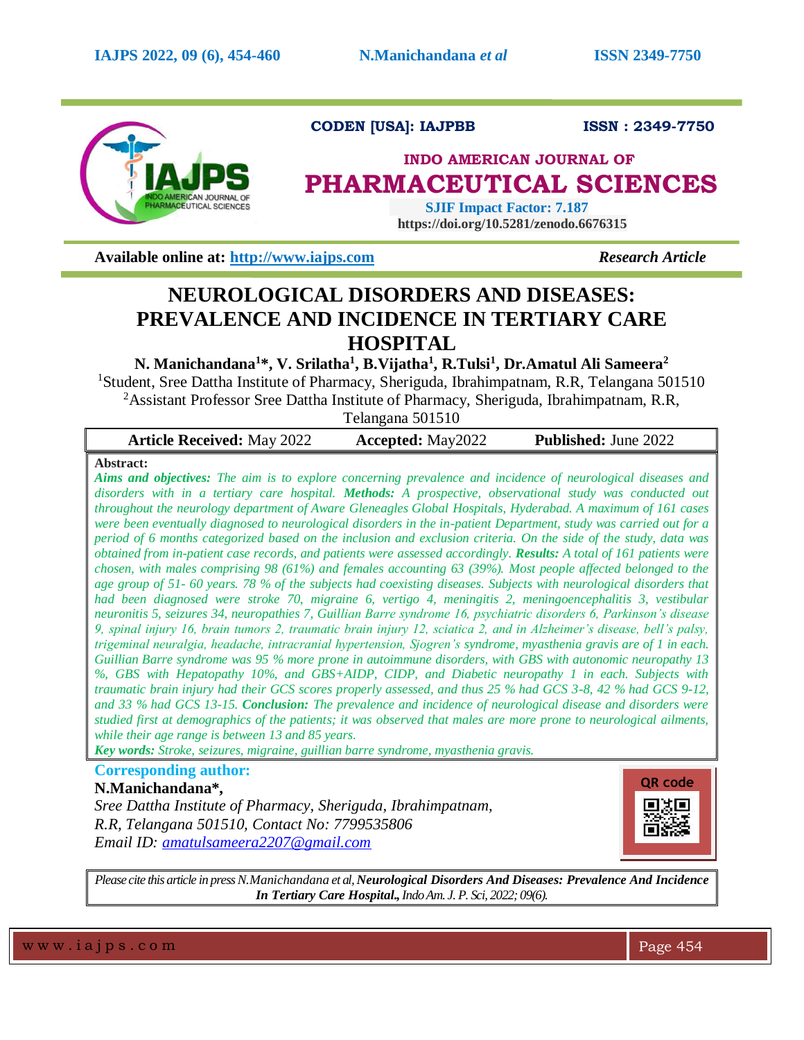CODEN [USA]: IAJPBB ISSN : 2349-7750

# INDO AMERICAN JOURNAL OF PHARMACEUTICAL SCIENCES

SJIF Impact Factor: 7.187
https://doi.org/10.5281/zenodo.6676315

**Available online at: http://www.iajps.com** *Research Article*

# NEUROLOGICAL DISORDERS AND DISEASES: PREVALENCE AND INCIDENCE IN TERTIARY CARE HOSPITAL

**N. Manichandana[1]\*, V. Srilatha[1], B.Vijatha[1], R.Tulsi[1], Dr.Amatul Ali Sameera[2]**

[1]Student, Sree Dattha Institute of Pharmacy, Sheriguda, Ibrahimpatnam, R.R, Telangana 501510

[2]Assistant Professor Sree Dattha Institute of Pharmacy, Sheriguda, Ibrahimpatnam, R.R, Telangana 501510

| **Article Received:** May 2022 | **Accepted:** May2022 | **Published:** June 2022 |
|---|---|---|

**Abstract:**

***Aims and objectives:*** *The aim is to explore concerning prevalence and incidence of neurological diseases and disorders with in a tertiary care hospital.* ***Methods:*** *A prospective, observational study was conducted out throughout the neurology department of Aware Gleneagles Global Hospitals, Hyderabad. A maximum of 161 cases were been eventually diagnosed to neurological disorders in the in-patient Department, study was carried out for a period of 6 months categorized based on the inclusion and exclusion criteria. On the side of the study, data was obtained from in-patient case records, and patients were assessed accordingly.* ***Results:*** *A total of 161 patients were chosen, with males comprising 98 (61%) and females accounting 63 (39%). Most people affected belonged to the age group of 51- 60 years. 78 % of the subjects had coexisting diseases. Subjects with neurological disorders that had been diagnosed were stroke 70, migraine 6, vertigo 4, meningitis 2, meningoencephalitis 3, vestibular neuronitis 5, seizures 34, neuropathies 7, Guillian Barre syndrome 16, psychiatric disorders 6, Parkinson's disease 9, spinal injury 16, brain tumors 2, traumatic brain injury 12, sciatica 2, and in Alzheimer's disease, bell's palsy, trigeminal neuralgia, headache, intracranial hypertension, Sjogren's syndrome, myasthenia gravis are of 1 in each. Guillian Barre syndrome was 95 % more prone in autoimmune disorders, with GBS with autonomic neuropathy 13 %, GBS with Hepatopathy 10%, and GBS+AIDP, CIDP, and Diabetic neuropathy 1 in each. Subjects with traumatic brain injury had their GCS scores properly assessed, and thus 25 % had GCS 3-8, 42 % had GCS 9-12, and 33 % had GCS 13-15.* ***Conclusion:*** *The prevalence and incidence of neurological disease and disorders were studied first at demographics of the patients; it was observed that males are more prone to neurological ailments, while their age range is between 13 and 85 years.*

***Key words:*** *Stroke, seizures, migraine, guillian barre syndrome, myasthenia gravis.*

**Corresponding author:**

**N.Manichandana\*,**

*Sree Dattha Institute of Pharmacy, Sheriguda, Ibrahimpatnam,*
*R.R, Telangana 501510, Contact No: 7799535806*
*Email ID: amatulsameera2207@gmail.com*

QR code

*Please cite this article in press N.Manichandana et al,* ***Neurological Disorders And Diseases: Prevalence And Incidence In Tertiary Care Hospital.,*** *Indo Am. J. P. Sci, 2022; 09(6).*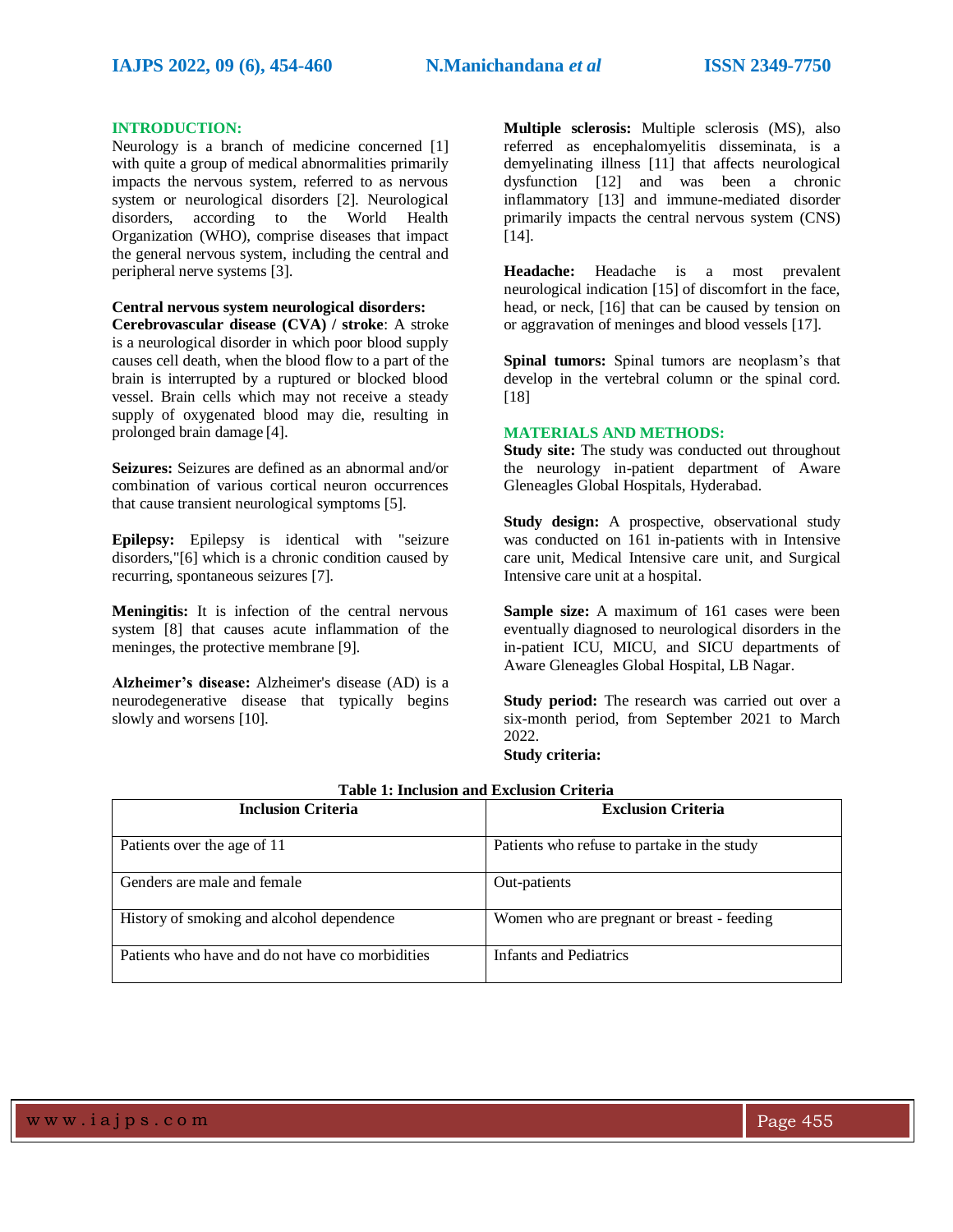## INTRODUCTION:

Neurology is a branch of medicine concerned [1] with quite a group of medical abnormalities primarily impacts the nervous system, referred to as nervous system or neurological disorders [2]. Neurological disorders, according to the World Health Organization (WHO), comprise diseases that impact the general nervous system, including the central and peripheral nerve systems [3].

**Central nervous system neurological disorders:**

**Cerebrovascular disease (CVA) / stroke**: A stroke is a neurological disorder in which poor blood supply causes cell death, when the blood flow to a part of the brain is interrupted by a ruptured or blocked blood vessel. Brain cells which may not receive a steady supply of oxygenated blood may die, resulting in prolonged brain damage [4].

**Seizures:** Seizures are defined as an abnormal and/or combination of various cortical neuron occurrences that cause transient neurological symptoms [5].

**Epilepsy:** Epilepsy is identical with "seizure disorders,"[6] which is a chronic condition caused by recurring, spontaneous seizures [7].

**Meningitis:** It is infection of the central nervous system [8] that causes acute inflammation of the meninges, the protective membrane [9].

**Alzheimer's disease:** Alzheimer's disease (AD) is a neurodegenerative disease that typically begins slowly and worsens [10].

**Multiple sclerosis:** Multiple sclerosis (MS), also referred as encephalomyelitis disseminata, is a demyelinating illness [11] that affects neurological dysfunction [12] and was been a chronic inflammatory [13] and immune-mediated disorder primarily impacts the central nervous system (CNS) [14].

**Headache:** Headache is a most prevalent neurological indication [15] of discomfort in the face, head, or neck, [16] that can be caused by tension on or aggravation of meninges and blood vessels [17].

**Spinal tumors:** Spinal tumors are neoplasm's that develop in the vertebral column or the spinal cord. [18]

## MATERIALS AND METHODS:

**Study site:** The study was conducted out throughout the neurology in-patient department of Aware Gleneagles Global Hospitals, Hyderabad.

**Study design:** A prospective, observational study was conducted on 161 in-patients with in Intensive care unit, Medical Intensive care unit, and Surgical Intensive care unit at a hospital.

**Sample size:** A maximum of 161 cases were been eventually diagnosed to neurological disorders in the in-patient ICU, MICU, and SICU departments of Aware Gleneagles Global Hospital, LB Nagar.

**Study period:** The research was carried out over a six-month period, from September 2021 to March 2022.

**Study criteria:**

**Table 1: Inclusion and Exclusion Criteria**

| Inclusion Criteria | Exclusion Criteria |
|---|---|
| Patients over the age of 11 | Patients who refuse to partake in the study |
| Genders are male and female | Out-patients |
| History of smoking and alcohol dependence | Women who are pregnant or breast - feeding |
| Patients who have and do not have co morbidities | Infants and Pediatrics |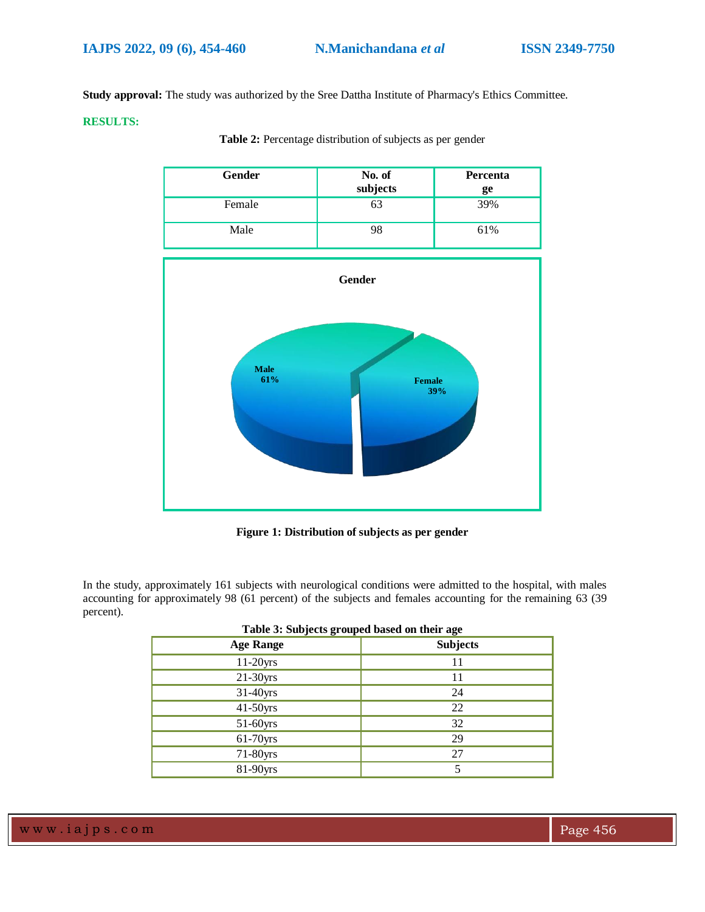**Study approval:** The study was authorized by the Sree Dattha Institute of Pharmacy's Ethics Committee.

## RESULTS:

**Table 2:** Percentage distribution of subjects as per gender

| Gender | No. of subjects | Percentage |
|---|---|---|
| Female | 63 | 39% |
| Male | 98 | 61% |

**Figure 1: Distribution of subjects as per gender**

In the study, approximately 161 subjects with neurological conditions were admitted to the hospital, with males accounting for approximately 98 (61 percent) of the subjects and females accounting for the remaining 63 (39 percent).

**Table 3: Subjects grouped based on their age**

| Age Range | Subjects |
|---|---|
| 11-20yrs | 11 |
| 21-30yrs | 11 |
| 31-40yrs | 24 |
| 41-50yrs | 22 |
| 51-60yrs | 32 |
| 61-70yrs | 29 |
| 71-80yrs | 27 |
| 81-90yrs | 5 |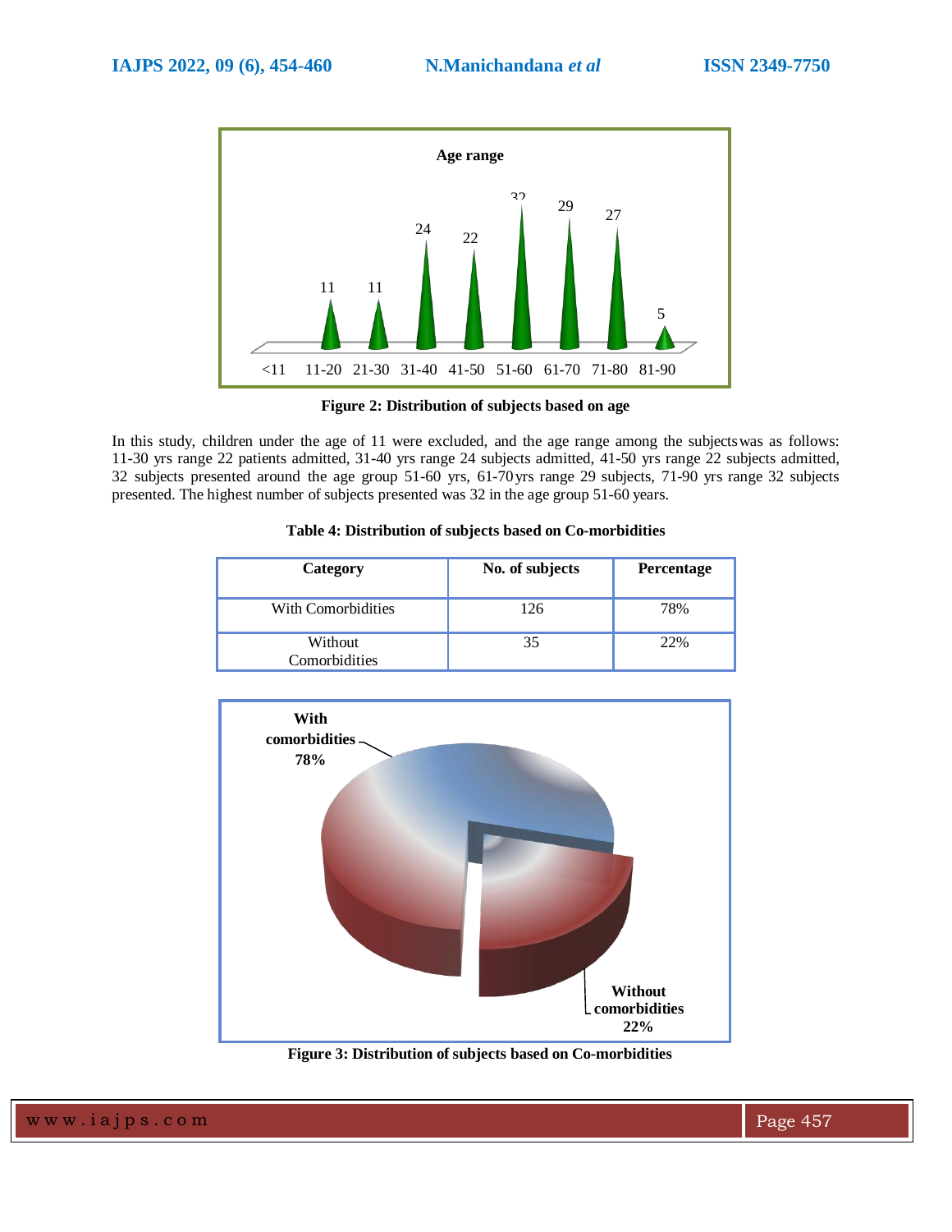Figure 2: Distribution of subjects based on age

In this study, children under the age of 11 were excluded, and the age range among the subjects was as follows: 11-30 yrs range 22 patients admitted, 31-40 yrs range 24 subjects admitted, 41-50 yrs range 22 subjects admitted, 32 subjects presented around the age group 51-60 yrs, 61-70 yrs range 29 subjects, 71-90 yrs range 32 subjects presented. The highest number of subjects presented was 32 in the age group 51-60 years.

**Table 4: Distribution of subjects based on Co-morbidities**

| Category | No. of subjects | Percentage |
|---|---|---|
| With Comorbidities | 126 | 78% |
| Without Comorbidities | 35 | 22% |

Figure 3: Distribution of subjects based on Co-morbidities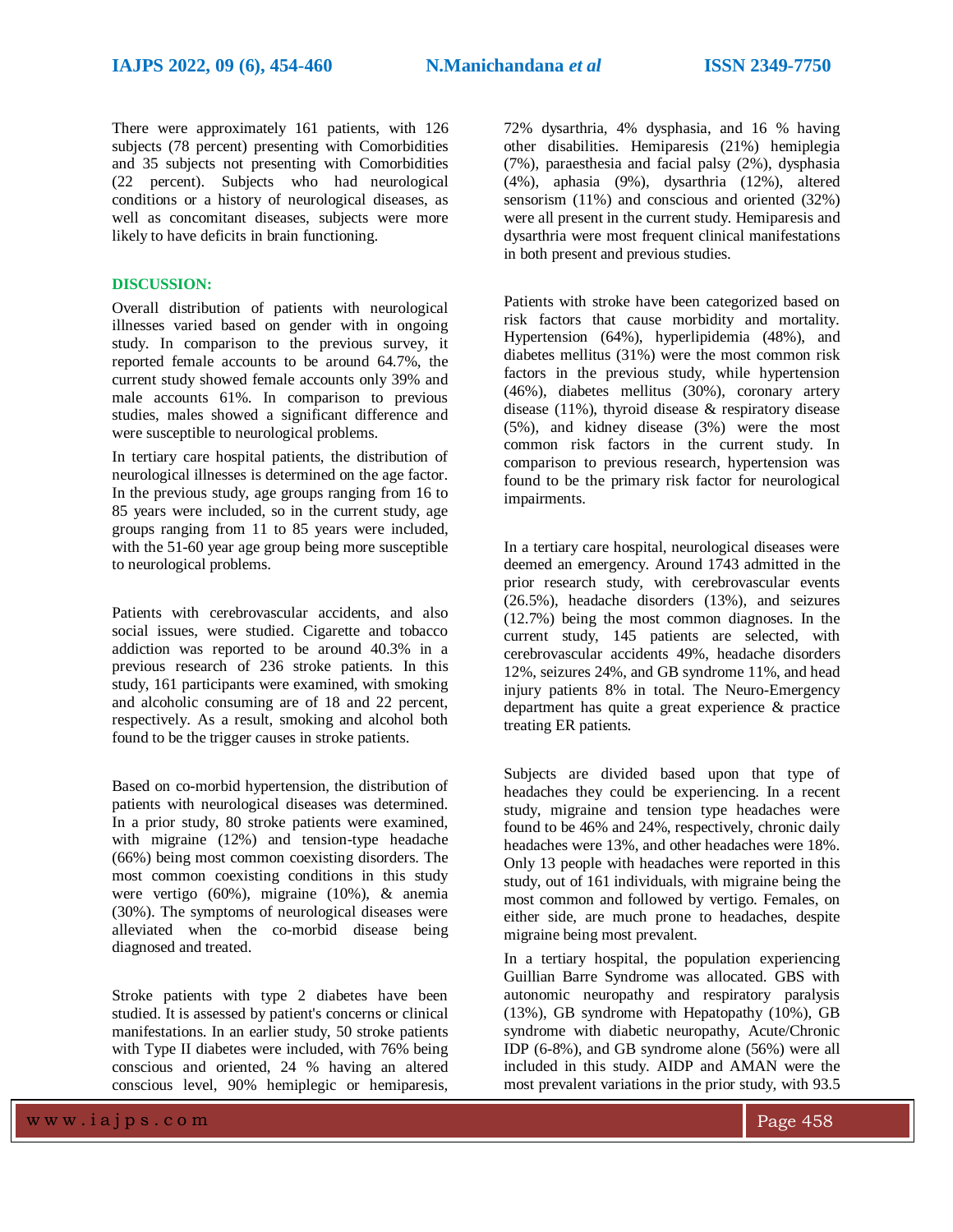There were approximately 161 patients, with 126 subjects (78 percent) presenting with Comorbidities and 35 subjects not presenting with Comorbidities (22 percent). Subjects who had neurological conditions or a history of neurological diseases, as well as concomitant diseases, subjects were more likely to have deficits in brain functioning.

## DISCUSSION:

Overall distribution of patients with neurological illnesses varied based on gender with in ongoing study. In comparison to the previous survey, it reported female accounts to be around 64.7%, the current study showed female accounts only 39% and male accounts 61%. In comparison to previous studies, males showed a significant difference and were susceptible to neurological problems.

In tertiary care hospital patients, the distribution of neurological illnesses is determined on the age factor. In the previous study, age groups ranging from 16 to 85 years were included, so in the current study, age groups ranging from 11 to 85 years were included, with the 51-60 year age group being more susceptible to neurological problems.

Patients with cerebrovascular accidents, and also social issues, were studied. Cigarette and tobacco addiction was reported to be around 40.3% in a previous research of 236 stroke patients. In this study, 161 participants were examined, with smoking and alcoholic consuming are of 18 and 22 percent, respectively. As a result, smoking and alcohol both found to be the trigger causes in stroke patients.

Based on co-morbid hypertension, the distribution of patients with neurological diseases was determined. In a prior study, 80 stroke patients were examined, with migraine (12%) and tension-type headache (66%) being most common coexisting disorders. The most common coexisting conditions in this study were vertigo (60%), migraine (10%), & anemia (30%). The symptoms of neurological diseases were alleviated when the co-morbid disease being diagnosed and treated.

Stroke patients with type 2 diabetes have been studied. It is assessed by patient's concerns or clinical manifestations. In an earlier study, 50 stroke patients with Type II diabetes were included, with 76% being conscious and oriented, 24 % having an altered conscious level, 90% hemiplegic or hemiparesis, 72% dysarthria, 4% dysphasia, and 16 % having other disabilities. Hemiparesis (21%) hemiplegia (7%), paraesthesia and facial palsy (2%), dysphasia (4%), aphasia (9%), dysarthria (12%), altered sensorism (11%) and conscious and oriented (32%) were all present in the current study. Hemiparesis and dysarthria were most frequent clinical manifestations in both present and previous studies.

Patients with stroke have been categorized based on risk factors that cause morbidity and mortality. Hypertension (64%), hyperlipidemia (48%), and diabetes mellitus (31%) were the most common risk factors in the previous study, while hypertension (46%), diabetes mellitus (30%), coronary artery disease (11%), thyroid disease & respiratory disease (5%), and kidney disease (3%) were the most common risk factors in the current study. In comparison to previous research, hypertension was found to be the primary risk factor for neurological impairments.

In a tertiary care hospital, neurological diseases were deemed an emergency. Around 1743 admitted in the prior research study, with cerebrovascular events (26.5%), headache disorders (13%), and seizures (12.7%) being the most common diagnoses. In the current study, 145 patients are selected, with cerebrovascular accidents 49%, headache disorders 12%, seizures 24%, and GB syndrome 11%, and head injury patients 8% in total. The Neuro-Emergency department has quite a great experience & practice treating ER patients.

Subjects are divided based upon that type of headaches they could be experiencing. In a recent study, migraine and tension type headaches were found to be 46% and 24%, respectively, chronic daily headaches were 13%, and other headaches were 18%. Only 13 people with headaches were reported in this study, out of 161 individuals, with migraine being the most common and followed by vertigo. Females, on either side, are much prone to headaches, despite migraine being most prevalent.

In a tertiary hospital, the population experiencing Guillian Barre Syndrome was allocated. GBS with autonomic neuropathy and respiratory paralysis (13%), GB syndrome with Hepatopathy (10%), GB syndrome with diabetic neuropathy, Acute/Chronic IDP (6-8%), and GB syndrome alone (56%) were all included in this study. AIDP and AMAN were the most prevalent variations in the prior study, with 93.5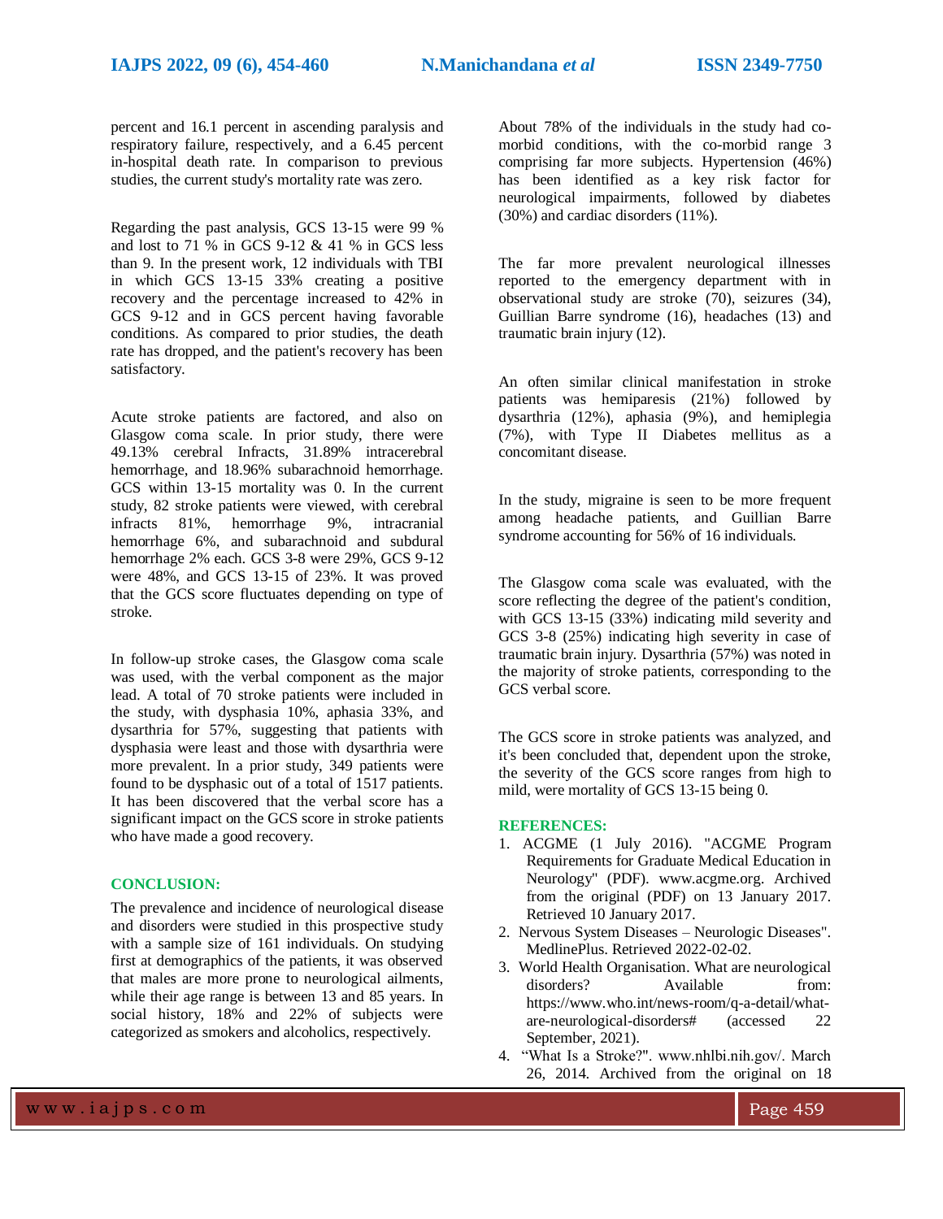percent and 16.1 percent in ascending paralysis and respiratory failure, respectively, and a 6.45 percent in-hospital death rate. In comparison to previous studies, the current study's mortality rate was zero.

Regarding the past analysis, GCS 13-15 were 99 % and lost to 71 % in GCS 9-12 & 41 % in GCS less than 9. In the present work, 12 individuals with TBI in which GCS 13-15 33% creating a positive recovery and the percentage increased to 42% in GCS 9-12 and in GCS percent having favorable conditions. As compared to prior studies, the death rate has dropped, and the patient's recovery has been satisfactory.

Acute stroke patients are factored, and also on Glasgow coma scale. In prior study, there were 49.13% cerebral Infracts, 31.89% intracerebral hemorrhage, and 18.96% subarachnoid hemorrhage. GCS within 13-15 mortality was 0. In the current study, 82 stroke patients were viewed, with cerebral infracts 81%, hemorrhage 9%, intracranial hemorrhage 6%, and subarachnoid and subdural hemorrhage 2% each. GCS 3-8 were 29%, GCS 9-12 were 48%, and GCS 13-15 of 23%. It was proved that the GCS score fluctuates depending on type of stroke.

In follow-up stroke cases, the Glasgow coma scale was used, with the verbal component as the major lead. A total of 70 stroke patients were included in the study, with dysphasia 10%, aphasia 33%, and dysarthria for 57%, suggesting that patients with dysphasia were least and those with dysarthria were more prevalent. In a prior study, 349 patients were found to be dysphasic out of a total of 1517 patients. It has been discovered that the verbal score has a significant impact on the GCS score in stroke patients who have made a good recovery.

## CONCLUSION:

The prevalence and incidence of neurological disease and disorders were studied in this prospective study with a sample size of 161 individuals. On studying first at demographics of the patients, it was observed that males are more prone to neurological ailments, while their age range is between 13 and 85 years. In social history, 18% and 22% of subjects were categorized as smokers and alcoholics, respectively.

About 78% of the individuals in the study had co-morbid conditions, with the co-morbid range 3 comprising far more subjects. Hypertension (46%) has been identified as a key risk factor for neurological impairments, followed by diabetes (30%) and cardiac disorders (11%).

The far more prevalent neurological illnesses reported to the emergency department with in observational study are stroke (70), seizures (34), Guillian Barre syndrome (16), headaches (13) and traumatic brain injury (12).

An often similar clinical manifestation in stroke patients was hemiparesis (21%) followed by dysarthria (12%), aphasia (9%), and hemiplegia (7%), with Type II Diabetes mellitus as a concomitant disease.

In the study, migraine is seen to be more frequent among headache patients, and Guillian Barre syndrome accounting for 56% of 16 individuals.

The Glasgow coma scale was evaluated, with the score reflecting the degree of the patient's condition, with GCS 13-15 (33%) indicating mild severity and GCS 3-8 (25%) indicating high severity in case of traumatic brain injury. Dysarthria (57%) was noted in the majority of stroke patients, corresponding to the GCS verbal score.

The GCS score in stroke patients was analyzed, and it's been concluded that, dependent upon the stroke, the severity of the GCS score ranges from high to mild, were mortality of GCS 13-15 being 0.

## REFERENCES:

1. ACGME (1 July 2016). "ACGME Program Requirements for Graduate Medical Education in Neurology" (PDF). www.acgme.org. Archived from the original (PDF) on 13 January 2017. Retrieved 10 January 2017.
2. Nervous System Diseases – Neurologic Diseases". MedlinePlus. Retrieved 2022-02-02.
3. World Health Organisation. What are neurological disorders? Available from: https://www.who.int/news-room/q-a-detail/what-are-neurological-disorders# (accessed 22 September, 2021).
4. "What Is a Stroke?". www.nhlbi.nih.gov/. March 26, 2014. Archived from the original on 18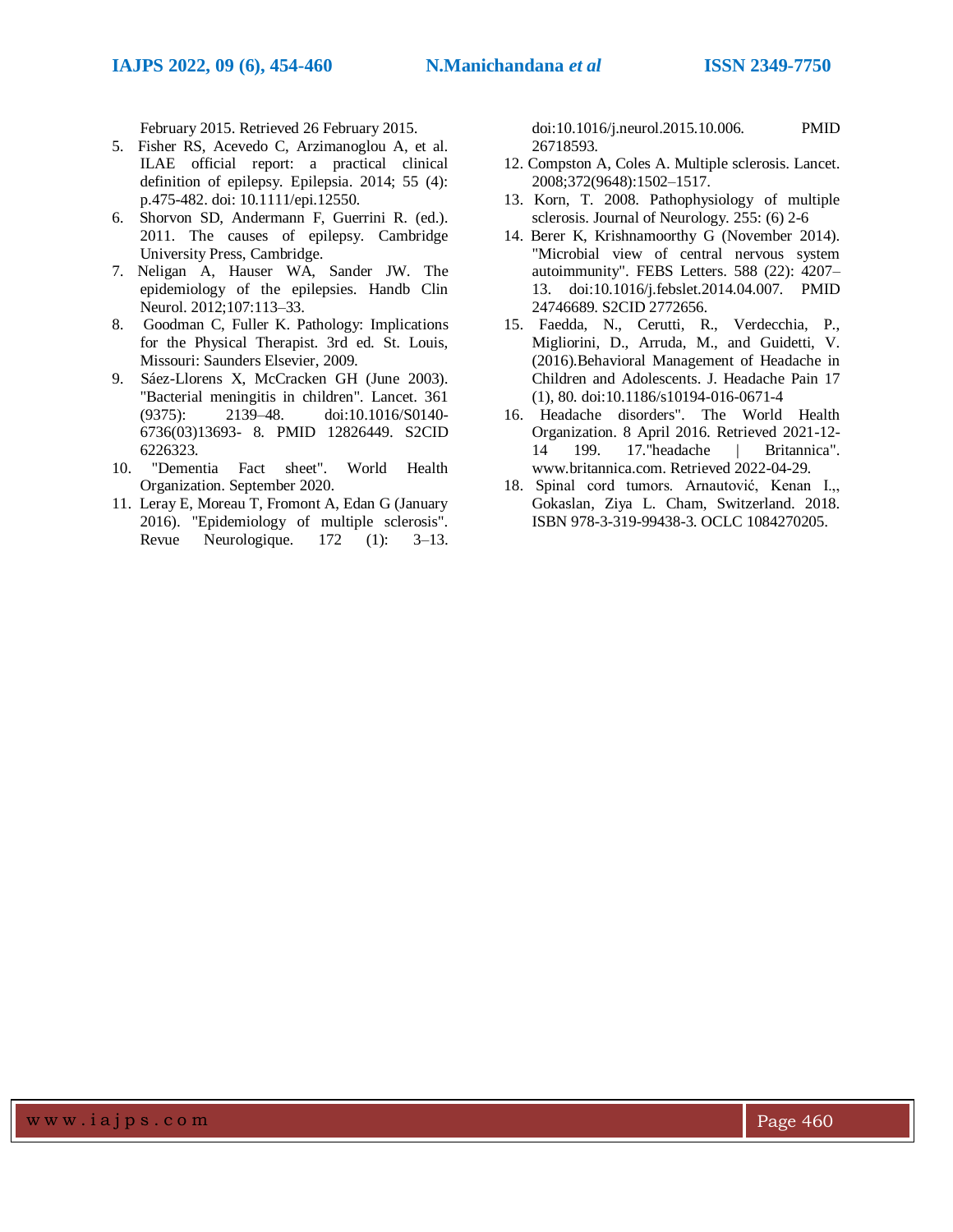February 2015. Retrieved 26 February 2015.

5. Fisher RS, Acevedo C, Arzimanoglou A, et al. ILAE official report: a practical clinical definition of epilepsy. Epilepsia. 2014; 55 (4): p.475-482. doi: 10.1111/epi.12550.
6. Shorvon SD, Andermann F, Guerrini R. (ed.). 2011. The causes of epilepsy. Cambridge University Press, Cambridge.
7. Neligan A, Hauser WA, Sander JW. The epidemiology of the epilepsies. Handb Clin Neurol. 2012;107:113–33.
8. Goodman C, Fuller K. Pathology: Implications for the Physical Therapist. 3rd ed. St. Louis, Missouri: Saunders Elsevier, 2009.
9. Sáez-Llorens X, McCracken GH (June 2003). "Bacterial meningitis in children". Lancet. 361 (9375): 2139–48. doi:10.1016/S0140-6736(03)13693- 8. PMID 12826449. S2CID 6226323.
10. "Dementia Fact sheet". World Health Organization. September 2020.
11. Leray E, Moreau T, Fromont A, Edan G (January 2016). "Epidemiology of multiple sclerosis". Revue Neurologique. 172 (1): 3–13. doi:10.1016/j.neurol.2015.10.006. PMID 26718593.
12. Compston A, Coles A. Multiple sclerosis. Lancet. 2008;372(9648):1502–1517.
13. Korn, T. 2008. Pathophysiology of multiple sclerosis. Journal of Neurology. 255: (6) 2-6
14. Berer K, Krishnamoorthy G (November 2014). "Microbial view of central nervous system autoimmunity". FEBS Letters. 588 (22): 4207–13. doi:10.1016/j.febslet.2014.04.007. PMID 24746689. S2CID 2772656.
15. Faedda, N., Cerutti, R., Verdecchia, P., Migliorini, D., Arruda, M., and Guidetti, V. (2016).Behavioral Management of Headache in Children and Adolescents. J. Headache Pain 17 (1), 80. doi:10.1186/s10194-016-0671-4
16. Headache disorders". The World Health Organization. 8 April 2016. Retrieved 2021-12-14 199. 17."headache | Britannica". www.britannica.com. Retrieved 2022-04-29.
18. Spinal cord tumors. Arnautović, Kenan I.,, Gokaslan, Ziya L. Cham, Switzerland. 2018. ISBN 978-3-319-99438-3. OCLC 1084270205.